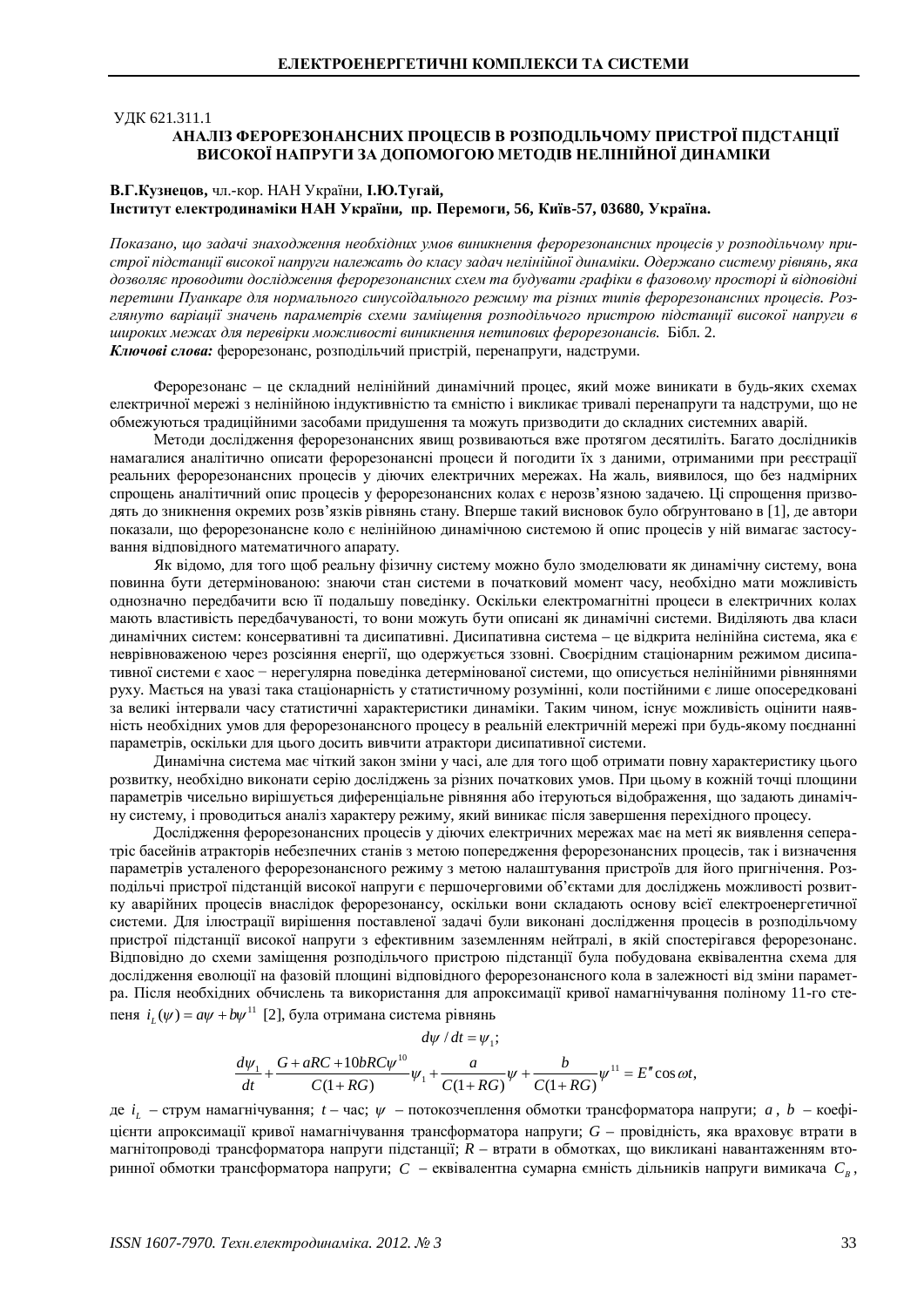УДК 621.311.1

# АНАЛІЗ ФЕРОРЕЗОНАНСНИХ ПРОЦЕСІВ В РОЗПОДІЛЬЧОМУ ПРИСТРОЇ ПІДСТАНЦІЇ ВИСОКОЇ НАПРУГИ ЗА ДОПОМОГОЮ МЕТОДІВ НЕЛІНІЙНОЇ ДИНАМІКИ

**В.Г.Кузнецов,** чл.-кор. НАН України, **І.Ю.Тугай,**
**Інститут електродинаміки НАН України, пр. Перемоги, 56, Київ-57, 03680, Україна.**

*Показано, що задачі знаходження необхідних умов виникнення ферорезонансних процесів у розподільчому пристрої підстанції високої напруги належать до класу задач нелінійної динаміки. Одержано систему рівнянь, яка дозволяє проводити дослідження ферорезонансних схем та будувати графіки в фазовому просторі й відповідні перетини Пуанкаре для нормального синусоїдального режиму та різних типів ферорезонансних процесів. Розглянуто варіації значень параметрів схеми заміщення розподільчого пристрою підстанції високої напруги в широких межах для перевірки можливості виникнення нетипових ферорезонансів.* Бібл. 2.

***Ключові слова:*** ферорезонанс, розподільчий пристрій, перенапруги, надструми.

Ферорезонанс – це складний нелінійний динамічний процес, який може виникати в будь-яких схемах електричної мережі з нелінійною індуктивністю та ємністю і викликає тривалі перенапруги та надструми, що не обмежуються традиційними засобами придушення та можуть призводити до складних системних аварій.

Методи дослідження ферорезонансних явищ розвиваються вже протягом десятиліть. Багато дослідників намагалися аналітично описати ферорезонансні процеси й погодити їх з даними, отриманими при реєстрації реальних ферорезонансних процесів у діючих електричних мережах. На жаль, виявилося, що без надмірних спрощень аналітичний опис процесів у ферорезонансних колах є нерозв'язною задачею. Ці спрощення призводять до зникнення окремих розв'язків рівнянь стану. Вперше такий висновок було обґрунтовано в [1], де автори показали, що ферорезонансне коло є нелінійною динамічною системою й опис процесів у ній вимагає застосування відповідного математичного апарату.

Як відомо, для того щоб реальну фізичну систему можно було змоделювати як динамічну систему, вона повинна бути детермінованою: знаючи стан системи в початковий момент часу, необхідно мати можливість однозначно передбачити всю її подальшу поведінку. Оскільки електромагнітні процеси в електричних колах мають властивість передбачуваності, то вони можуть бути описані як динамічні системи. Виділяють два класи динамічних систем: консервативні та дисипативні. Дисипативна система – це відкрита нелінійна система, яка є неврівноваженою через розсіяння енергії, що одержується ззовні. Своєрідним стаціонарним режимом дисипативної системи є хаос − нерегулярна поведінка детермінованої системи, що описується нелінійними рівняннями руху. Мається на увазі така стаціонарність у статистичному розумінні, коли постійними є лише опосередковані за великі інтервали часу статистичні характеристики динаміки. Таким чином, існує можливість оцінити наявність необхідних умов для ферорезонансного процесу в реальній електричній мережі при будь-якому поєднанні параметрів, оскільки для цього досить вивчити атрактори дисипативної системи.

Динамічна система має чіткий закон зміни у часі, але для того щоб отримати повну характеристику цього розвитку, необхідно виконати серію досліджень за різних початкових умов. При цьому в кожній точці площини параметрів чисельно вирішується диференціальне рівняння або ітеруються відображення, що задають динамічну систему, і проводиться аналіз характеру режиму, який виникає після завершення перехідного процесу.

Дослідження ферорезонансних процесів у діючих електричних мережах має на меті як виявлення сепаратріс басейнів атракторів небезпечних станів з метою попередження ферорезонансних процесів, так і визначення параметрів усталеного ферорезонансного режиму з метою налаштування пристроїв для його пригнічення. Розподільчі пристрої підстанцій високої напруги є першочерговими об'єктами для досліджень можливості розвитку аварійних процесів внаслідок ферорезонансу, оскільки вони складають основу всієї електроенергетичної системи. Для ілюстрації вирішення поставленої задачі були виконані дослідження процесів в розподільчому пристрої підстанції високої напруги з ефективним заземленням нейтралі, в якій спостерігався ферорезонанс. Відповідно до схеми заміщення розподільчого пристрою підстанції була побудована еквівалентна схема для дослідження еволюції на фазовій площині відповідного ферорезонансного кола в залежності від зміни параметра. Після необхідних обчислень та використання для апроксимації кривої намагнічування поліному 11-го степеня $i_L(\psi) = a\psi + b\psi^{11}$ [2], була отримана система рівнянь

$$d\psi / dt = \psi_1;$$

$$\frac{d\psi_1}{dt} + \frac{G + aRC + 10bRC\psi^{10}}{C(1+RG)}\psi_1 + \frac{a}{C(1+RG)}\psi + \frac{b}{C(1+RG)}\psi^{11} = E''\cos\omega t,$$

де $i_L$ – струм намагнічування; $t$ – час; $\psi$ – потокозчеплення обмотки трансформатора напруги; $a$, $b$ – коефіцієнти апроксимації кривої намагнічування трансформатора напруги; $G$ – провідність, яка враховує втрати в магнітопроводі трансформатора напруги підстанції; $R$ – втрати в обмотках, що викликані навантаженням вторинної обмотки трансформатора напруги; $C$ – еквівалентна сумарна ємність дільників напруги вимикача $C_B$,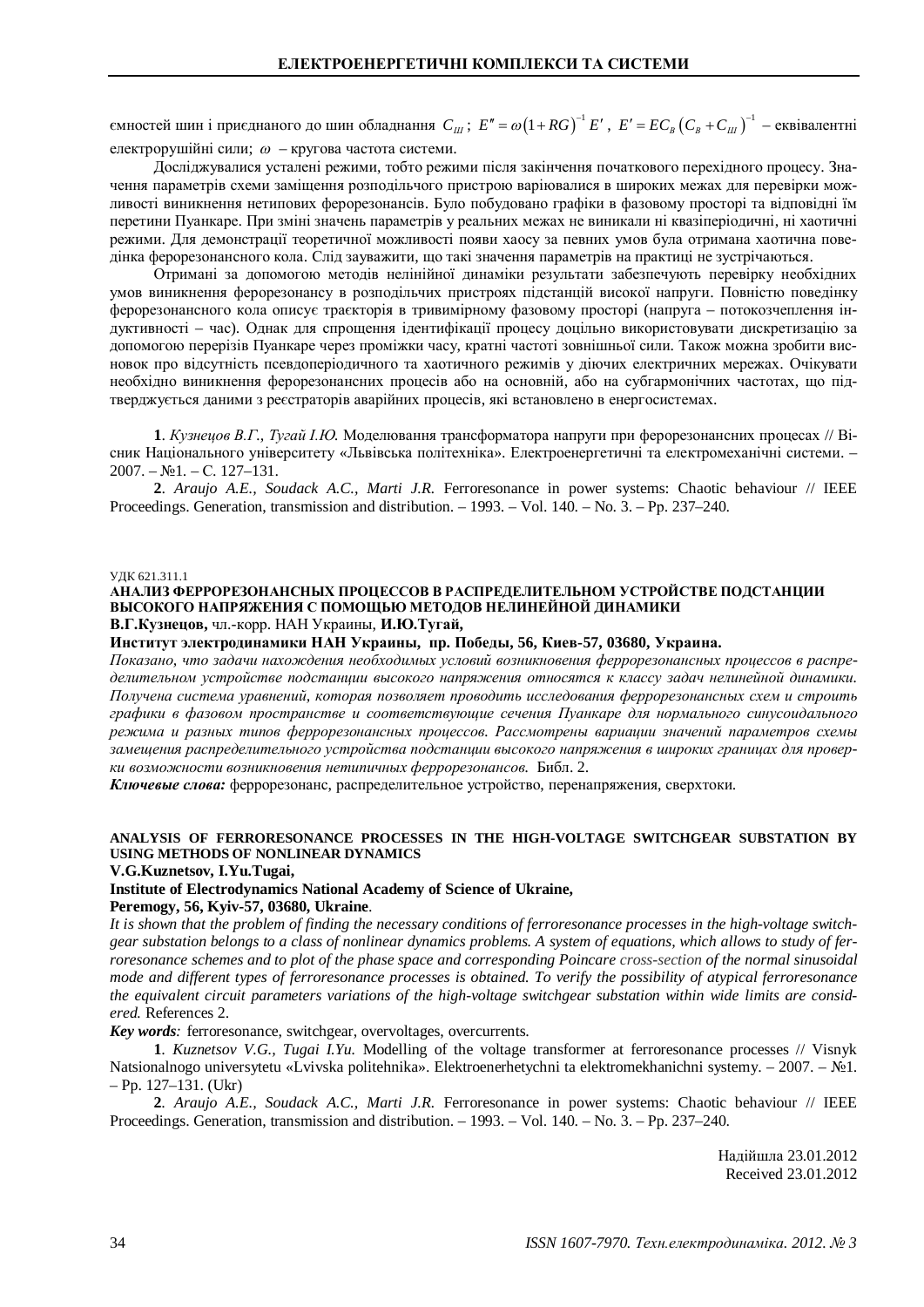ємностей шин і приєднаного до шин обладнання $C_{Ш}$; $E'' = \omega(1+RG)^{-1} E'$, $E' = EC_B (C_B + C_{Ш})^{-1}$ – еквівалентні електрорушійні сили; $\omega$ – кругова частота системи.

Досліджувалися усталені режими, тобто режими після закінчення початкового перехідного процесу. Значення параметрів схеми заміщення розподільчого пристрою варіювалися в широких межах для перевірки можливості виникнення нетипових ферорезонансів. Було побудовано графіки в фазовому просторі та відповідні їм перетини Пуанкаре. При зміні значень параметрів у реальних межах не виникали ні квазіперіодичні, ні хаотичні режими. Для демонстрації теоретичної можливості появи хаосу за певних умов була отримана хаотична поведінка ферорезонансного кола. Слід зауважити, що такі значення параметрів на практиці не зустрічаються.

Отримані за допомогою методів нелінійної динаміки результати забезпечують перевірку необхідних умов виникнення ферорезонансу в розподільчих пристроях підстанцій високої напруги. Повністю поведінку ферорезонансного кола описує траєкторія в тривимірному фазовому просторі (напруга – потокозчеплення індуктивності – час). Однак для спрощення ідентифікації процесу доцільно використовувати дискретизацію за допомогою перерізів Пуанкаре через проміжки часу, кратні частоті зовнішньої сили. Також можна зробити висновок про відсутність псевдоперіодичного та хаотичного режимів у діючих електричних мережах. Очікувати необхідно виникнення ферорезонансних процесів або на основній, або на субгармонічних частотах, що підтверджується даними з реєстраторів аварійних процесів, які встановлено в енергосистемах.

**1**. *Кузнецов В.Г., Тугай І.Ю.* Моделювання трансформатора напруги при ферорезонансних процесах // Вісник Національного університету «Львівська політехніка». Електроенергетичні та електромеханічні системи. – 2007. – №1. – С. 127–131.

**2**. *Araujo A.E., Soudack A.C., Marti J.R.* Ferroresonance in power systems: Chaotic behaviour // IEEE Proceedings. Generation, transmission and distribution. – 1993. – Vol. 140. – No. 3. – Pp. 237–240.

УДК 621.311.1

**АНАЛИЗ ФЕРРОРЕЗОНАНСНЫХ ПРОЦЕССОВ В РАСПРЕДЕЛИТЕЛЬНОМ УСТРОЙСТВЕ ПОДСТАНЦИИ ВЫСОКОГО НАПРЯЖЕНИЯ С ПОМОЩЬЮ МЕТОДОВ НЕЛИНЕЙНОЙ ДИНАМИКИ**

**В.Г.Кузнецов,** чл.-корр. НАН Украины, **И.Ю.Тугай,**

**Институт электродинамики НАН Украины, пр. Победы, 56, Киев-57, 03680, Украина.**

*Показано, что задачи нахождения необходимых условий возникновения феррорезонансных процессов в распределительном устройстве подстанции высокого напряжения относятся к классу задач нелинейной динамики. Получена система уравнений, которая позволяет проводить исследования феррорезонансных схем и строить графики в фазовом пространстве и соответствующие сечения Пуанкаре для нормального синусоидального режима и разных типов феррорезонансных процессов. Рассмотрены вариации значений параметров схемы замещения распределительного устройства подстанции высокого напряжения в широких границах для проверки возможности возникновения нетипичных феррорезонансов.* Библ. 2.

***Ключевые слова:*** феррорезонанс, распределительное устройство, перенапряжения, сверхтоки.

**ANALYSIS OF FERRORESONANCE PROCESSES IN THE HIGH-VOLTAGE SWITCHGEAR SUBSTATION BY USING METHODS OF NONLINEAR DYNAMICS**

**V.G.Kuznetsov, I.Yu.Tugai,**

**Institute of Electrodynamics National Academy of Science of Ukraine,**

**Peremogy, 56, Kyiv-57, 03680, Ukraine**.

*It is shown that the problem of finding the necessary conditions of ferroresonance processes in the high-voltage switchgear substation belongs to a class of nonlinear dynamics problems. A system of equations, which allows to study of ferroresonance schemes and to plot of the phase space and corresponding Poincare cross-section of the normal sinusoidal mode and different types of ferroresonance processes is obtained. To verify the possibility of atypical ferroresonance the equivalent circuit parameters variations of the high-voltage switchgear substation within wide limits are considered.* References 2.

***Key words:*** ferroresonance, switchgear, overvoltages, overcurrents.

**1**. *Kuznetsov V.G., Tugai I.Yu.* Modelling of the voltage transformer at ferroresonance processes // Visnyk Natsionalnogo universytetu «Lvivska politehnika». Elektroenerhetychni ta elektromekhanichni systemy. – 2007. – №1. – Pp. 127–131. (Ukr)

**2**. *Araujo A.E., Soudack A.C., Marti J.R.* Ferroresonance in power systems: Chaotic behaviour // IEEE Proceedings. Generation, transmission and distribution. – 1993. – Vol. 140. – No. 3. – Pp. 237–240.

Надійшла 23.01.2012
Received 23.01.2012